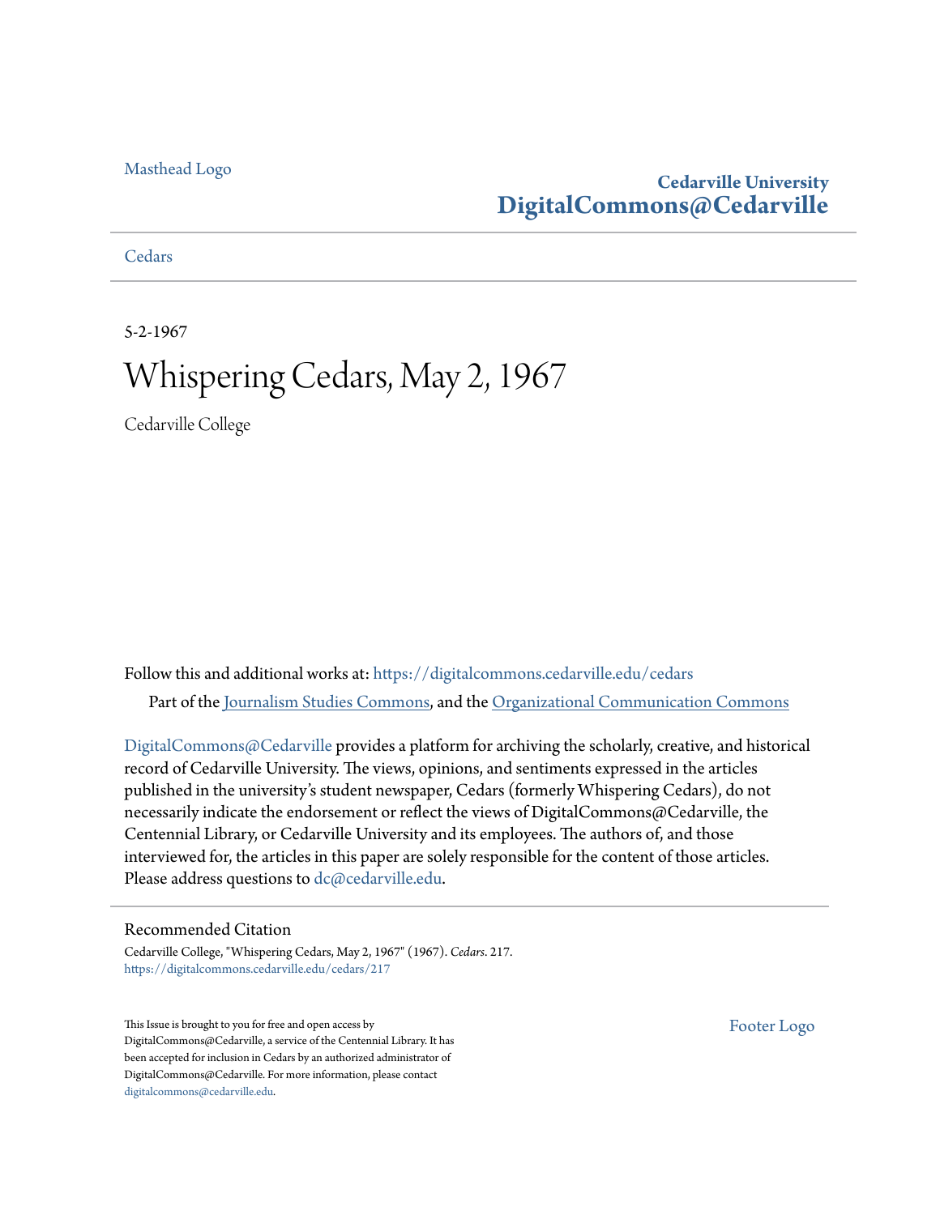Masthead Logo

**Cedarville University**
**DigitalCommons@Cedarville**

Cedars

5-2-1967

# Whispering Cedars, May 2, 1967

Cedarville College

Follow this and additional works at: https://digitalcommons.cedarville.edu/cedars

Part of the Journalism Studies Commons, and the Organizational Communication Commons

DigitalCommons@Cedarville provides a platform for archiving the scholarly, creative, and historical record of Cedarville University. The views, opinions, and sentiments expressed in the articles published in the university's student newspaper, Cedars (formerly Whispering Cedars), do not necessarily indicate the endorsement or reflect the views of DigitalCommons@Cedarville, the Centennial Library, or Cedarville University and its employees. The authors of, and those interviewed for, the articles in this paper are solely responsible for the content of those articles. Please address questions to dc@cedarville.edu.

## Recommended Citation

Cedarville College, "Whispering Cedars, May 2, 1967" (1967). *Cedars*. 217.
https://digitalcommons.cedarville.edu/cedars/217

This Issue is brought to you for free and open access by DigitalCommons@Cedarville, a service of the Centennial Library. It has been accepted for inclusion in Cedars by an authorized administrator of DigitalCommons@Cedarville. For more information, please contact digitalcommons@cedarville.edu.

Footer Logo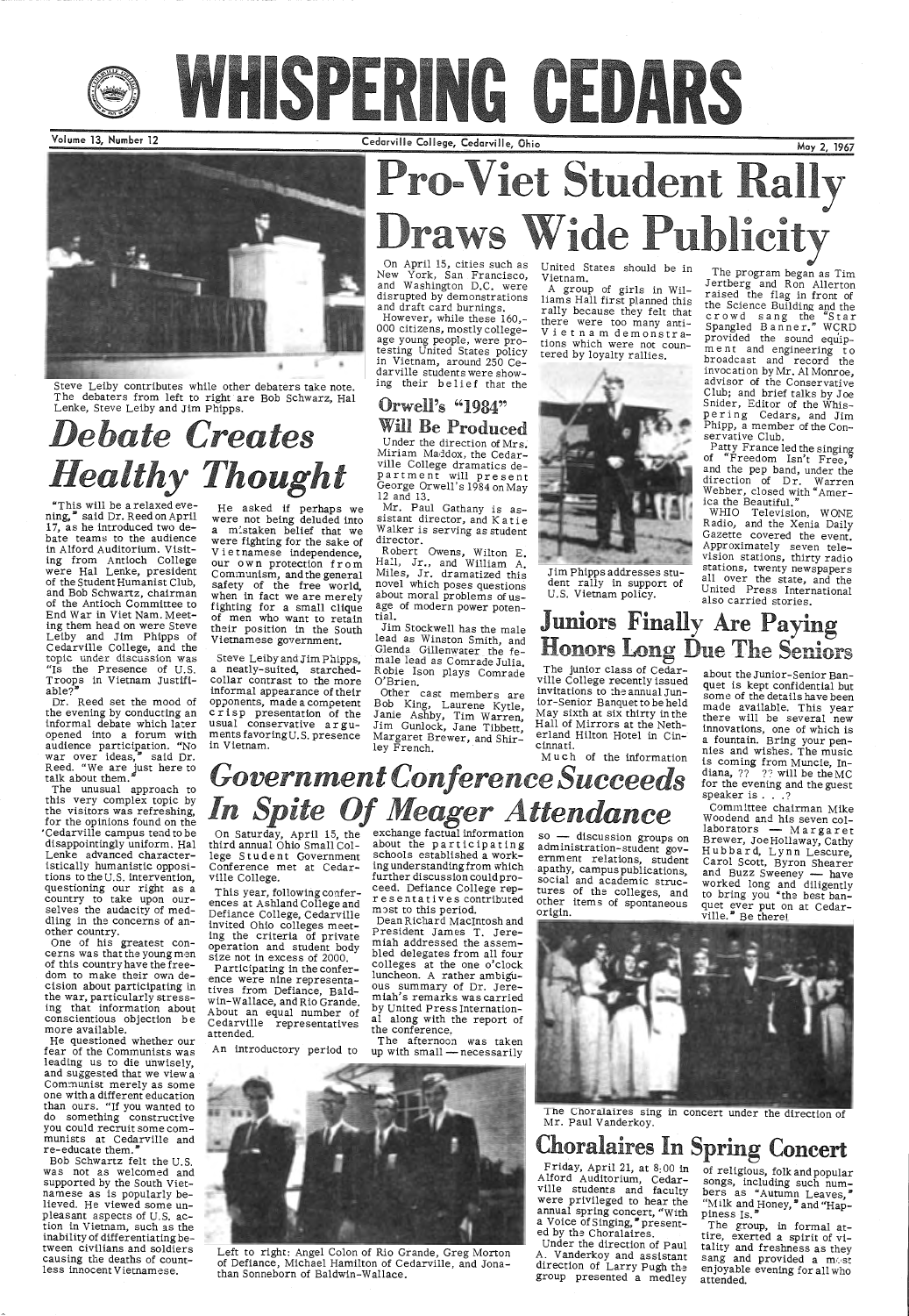# WHISPERING CEDARS

Volume 13, Number 12 — Cedarville College, Cedarville, Ohio — May 2, 1967

Steve Leiby contributes while other debaters take note. The debaters from left to right are Bob Schwarz, Hal Lenke, Steve Leiby and Jim Phipps.

## *Debate Creates Healthy Thought*

"This will be a relaxed evening," said Dr. Reed on April 17, as he introduced two debate teams to the audience in Alford Auditorium. Visiting from Antioch College were Hal Lenke, president of the Student Humanist Club, and Bob Schwartz, chairman of the Antioch Committee to End War in Viet Nam. Meeting them head on were Steve Leiby and Jim Phipps of Cedarville College, and the topic under discussion was "Is the Presence of U.S. Troops in Vietnam Justifiable?"

Dr. Reed set the mood of the evening by conducting an informal debate which later opened into a forum with audience participation. "No war over ideas," said Dr. Reed. "We are just here to talk about them."

The unusual approach to this very complex topic by the visitors was refreshing, for the opinions found on the Cedarville campus tend to be disappointingly uniform. Hal Lenke advanced characteristically humanistic opposition to the U.S. intervention, questioning our right as a country to take upon ourselves the audacity of meddling in the concerns of another country.

One of his greatest concerns was that the young men of this country have the freedom to make their own decision about participating in the war, particularly stressing that information about conscientious objection be more available.

He questioned whether our fear of the Communists was leading us to die unwisely, and suggested that we view a Communist merely as some one with a different education than ours. "If you wanted to do something constructive you could recruit some communists at Cedarville and re-educate them."

Bob Schwartz felt the U.S. was not as welcomed and supported by the South Vietnamese as is popularly believed. He viewed some unpleasant aspects of U.S. action in Vietnam, such as the inability of differentiating between civilians and soldiers causing the deaths of countless innocent Vietnamese.

He asked if perhaps we were not being deluded into a mistaken belief that we were fighting for the sake of Vietnamese independence, our own protection from Communism, and the general safety of the free world, when in fact we are merely fighting for a small clique of men who want to retain their position in the South Vietnamese government.

Steve Leiby and Jim Phipps, a neatly-suited, starched-collar contrast to the more informal appearance of their opponents, made a competent crisp presentation of the usual conservative arguments favoring U.S. presence in Vietnam.

# Pro-Viet Student Rally Draws Wide Publicity

On April 15, cities such as New York, San Francisco, and Washington D.C. were disrupted by demonstrations and draft card burnings.

However, while these 160,000 citizens, mostly college-age young people, were protesting United States policy in Vietnam, around 250 Cedarville students were showing their belief that the United States should be in Vietnam.

A group of girls in Williams Hall first planned this rally because they felt that there were too many anti-Vietnam demonstrations which were not countered by loyalty rallies.

Jim Phipps addresses student rally in support of U.S. Vietnam policy.

The program began as Tim Jertberg and Ron Allerton raised the flag in front of the Science Building and the crowd sang the "Star Spangled Banner." WCRD provided the sound equipment and engineering to broadcast and record the invocation by Mr. Al Monroe, advisor of the Conservative Club; and brief talks by Joe Snider, Editor of the Whispering Cedars, and Jim Phipp, a member of the Conservative Club.

Patty France led the singing of "Freedom Isn't Free," and the pep band, under the direction of Dr. Warren Webber, closed with "America the Beautiful."

WHIO Television, WONE Radio, and the Xenia Daily Gazette covered the event. Approximately seven television stations, thirty radio stations, twenty newspapers all over the state, and the United Press International also carried stories.

## Orwell's "1984" Will Be Produced

Under the direction of Mrs. Miriam Maddox, the Cedarville College dramatics department will present George Orwell's 1984 on May 12 and 13.

Mr. Paul Gathany is assistant director, and Katie Walker is serving as student director.

Robert Owens, Wilton E. Hall, Jr., and William A. Miles, Jr. dramatized this novel which poses questions about moral problems of usage of modern power potential.

Jim Stockwell has the male lead as Winston Smith, and Glenda Gillenwater the female lead as Comrade Julia. Robie Ison plays Comrade O'Brien.

Other cast members are Bob King, Laurene Kytle, Janie Ashby, Tim Warren, Jim Gunlock, Jane Tibbett, Margaret Brewer, and Shirley French.

## Juniors Finally Are Paying Honors Long Due The Seniors

The junior class of Cedarville College recently issued invitations to the annual Junior-Senior Banquet to be held May sixth at six thirty in the Hall of Mirrors at the Netherland Hilton Hotel in Cincinnati.

Much of the information about the Junior-Senior Banquet is kept confidential but some of the details have been made available. This year there will be several new innovations, one of which is a fountain. Bring your pennies and wishes. The music is coming from Muncie, Indiana, ?? ?? will be the MC for the evening and the guest speaker is . . . ?

Committee chairman Mike Woodend and his seven collaborators — Margaret Brewer, Joe Hollaway, Cathy Hubbard, Lynn Lescure, Carol Scott, Byron Shearer and Buzz Sweeney — have worked long and diligently to bring you "the best banquet ever put on at Cedarville." Be there!

## *Government Conference Succeeds In Spite Of Meager Attendance*

On Saturday, April 15, the third annual Ohio Small College Student Government Conference met at Cedarville College.

This year, following conferences at Ashland College and Defiance College, Cedarville invited Ohio colleges meeting the criteria of private operation and student body size not in excess of 2000.

Participating in the conference were nine representatives from Defiance, Baldwin-Wallace, and Rio Grande. About an equal number of Cedarville representatives attended.

An introductory period to exchange factual information about the participating schools established a working understanding from which further discussion could proceed. Defiance College representatives contributed most to this period.

Dean Richard MacIntosh and President James T. Jeremiah addressed the assembled delegates from all four colleges at the one o'clock luncheon. A rather ambiguous summary of Dr. Jeremiah's remarks was carried by United Press International along with the report of the conference.

The afternoon was taken up with small — necessarily so — discussion groups on administration-student government relations, student apathy, campus publications, social and academic structures of the colleges, and other items of spontaneous origin.

Left to right: Angel Colon of Rio Grande, Greg Morton of Defiance, Michael Hamilton of Cedarville, and Jonathan Sonneborn of Baldwin-Wallace.

The Choralaires sing in concert under the direction of Mr. Paul Vanderkoy.

## Choralaires In Spring Concert

Friday, April 21, at 8:00 in Alford Auditorium, Cedarville students and faculty were privileged to hear the annual spring concert, "With a Voice of Singing," presented by the Choralaires.

Under the direction of Paul A. Vanderkoy and assistant direction of Larry Pugh the group presented a medley of religious, folk and popular songs, including such numbers as "Autumn Leaves," "Milk and Honey," and "Happiness Is."

The group, in formal attire, exerted a spirit of vitality and freshness as they sang and provided a most enjoyable evening for all who attended.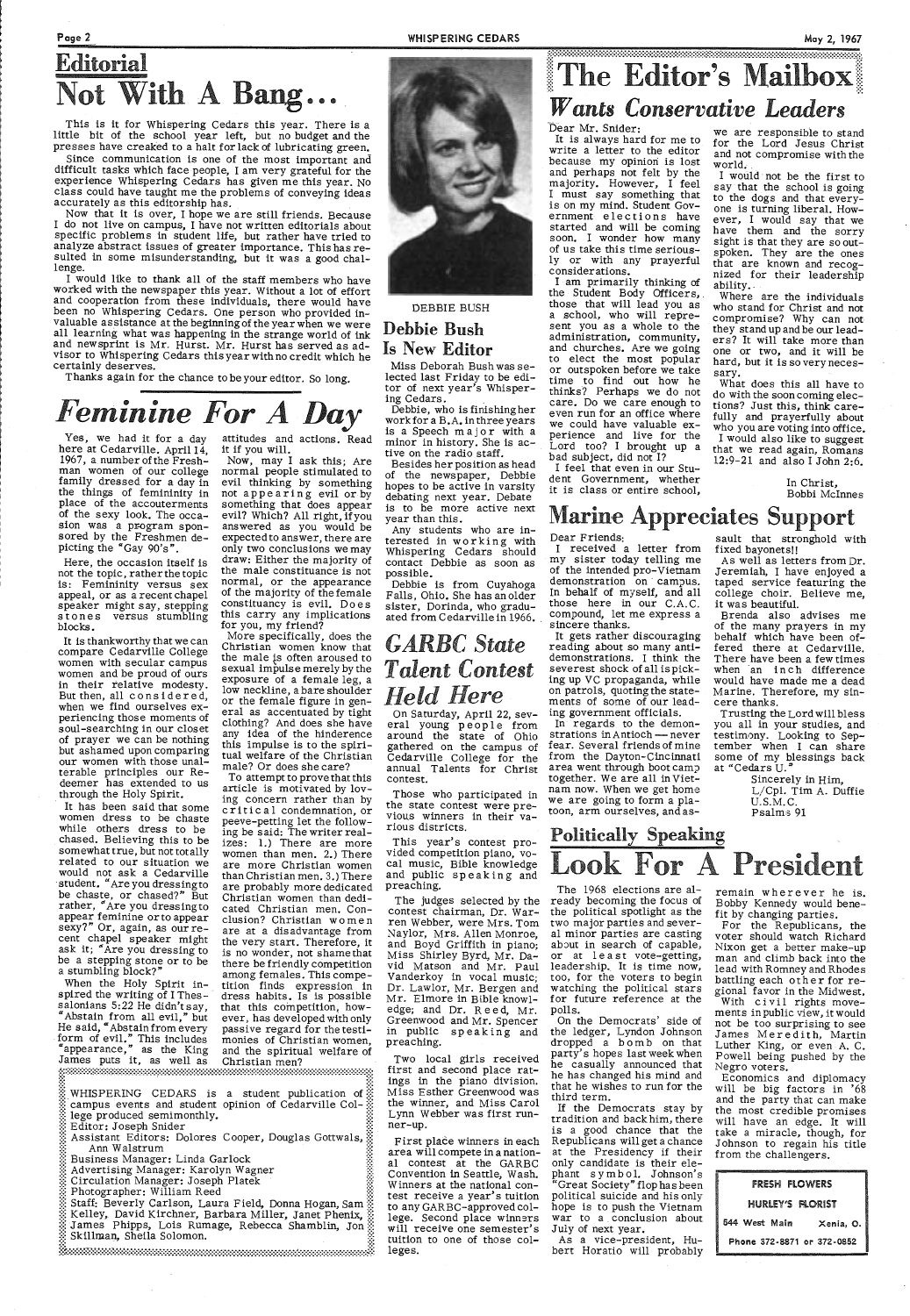## Editorial

# Not With A Bang...

This is it for Whispering Cedars this year. There is a little bit of the school year left, but no budget and the presses have creaked to a halt for lack of lubricating green.

Since communication is one of the most important and difficult tasks which face people, I am very grateful for the experience Whispering Cedars has given me this year. No class could have taught me the problems of conveying ideas accurately as this editorship has.

Now that it is over, I hope we are still friends. Because I do not live on campus, I have not written editorials about specific problems in student life, but rather have tried to analyze abstract issues of greater importance. This has resulted in some misunderstanding, but it was a good challenge.

I would like to thank all of the staff members who have worked with the newspaper this year. Without a lot of effort and cooperation from these individuals, there would have been no Whispering Cedars. One person who provided invaluable assistance at the beginning of the year when we were all learning what was happening in the strange world of ink and newsprint is Mr. Hurst. Mr. Hurst has served as advisor to Whispering Cedars this year with no credit which he certainly deserves.

Thanks again for the chance to be your editor. So long.

# *Feminine For A Day*

Yes, we had it for a day here at Cedarville. April 14, 1967, a number of the Freshman women of our college family dressed for a day in the things of femininity in place of the accouterments of the sexy look. The occasion was a program sponsored by the Freshmen depicting the "Gay 90's".

Here, the occasion itself is not the topic, rather the topic is: Femininity versus sex appeal, or as a recent chapel speaker might say, stepping stones versus stumbling blocks.

It is thankworthy that we can compare Cedarville College women with secular campus women and be proud of ours in their relative modesty. But then, all considered, when we find ourselves experiencing those moments of soul-searching in our closet of prayer we can be nothing but ashamed upon comparing our women with those unalterable principles our Redeemer has extended to us through the Holy Spirit.

It has been said that some women dress to be chaste while others dress to be chased. Believing this to be somewhat true, but not totally related to our situation we would not ask a Cedarville student, "Are you dressing to be chaste, or chased?" But rather, "Are you dressing to appear feminine or to appear sexy?" Or, again, as our recent chapel speaker might ask it; "Are you dressing to be a stepping stone or to be a stumbling block?"

When the Holy Spirit inspired the writing of I Thessalonians 5:22 He didn't say, "Abstain from all evil," but He said, "Abstain from every form of evil." This includes "appearance," as the King James puts it, as well as attitudes and actions. Read it if you will.

Now, may I ask this; Are normal people stimulated to evil thinking by something not appearing evil or by something that does appear evil? Which? All right, if you answered as you would be expected to answer, there are only two conclusions we may draw: Either the majority of the male constituance is not normal, or the appearance of the majority of the female constituancy is evil. Does this carry any implications for you, my friend?

More specifically, does the Christian women know that the male is often aroused to sexual impulse merely by the exposure of a female leg, a low neckline, a bare shoulder or the female figure in general as accentuated by tight clothing? And does she have any idea of the hinderence this impulse is to the spiritual welfare of the Christian male? Or does she care?

To attempt to prove that this article is motivated by loving concern rather than by critical condemnation, or peeve-petting let the following be said: The writer realizes: 1.) There are more women than men. 2.) There are more Christian women than Christian men. 3.) There are probably more dedicated Christian women than dedicated Christian men. Conclusion? Christian women are at a disadvantage from the very start. Therefore, it is no wonder, not shame that there be friendly competition among females. This competition finds expression in dress habits. Is is possible that this competition, however, has developed with only passive regard for the testimonies of Christian women, and the spiritual welfare of Christian men?

WHISPERING CEDARS is a student publication of campus events and student opinion of Cedarville College produced semimonthly.
Editor: Joseph Snider
Assistant Editors: Dolores Cooper, Douglas Gottwals, Ann Walstrum
Business Manager: Linda Garlock
Advertising Manager: Karolyn Wagner
Circulation Manager: Joseph Platek
Photographer: William Reed
Staff: Beverly Carlson, Laura Field, Donna Hogan, Sam Kelley, David Kirchner, Barbara Miller, Janet Phenix, James Phipps, Lois Rumage, Rebecca Shamblin, Jon Skillman, Sheila Solomon.

DEBBIE BUSH

## Debbie Bush Is New Editor

Miss Deborah Bush was selected last Friday to be editor of next year's Whispering Cedars.

Debbie, who is finishing her work for a B.A. in three years is a Speech major with a minor in history. She is active on the radio staff.

Besides her position as head of the newspaper, Debbie hopes to be active in varsity debating next year. Debate is to be more active next year than this.

Any students who are interested in working with Whispering Cedars should contact Debbie as soon as possible.

Debbie is from Cuyahoga Falls, Ohio. She has an older sister, Dorinda, who graduated from Cedarville in 1966.

## *GARBC State Talent Contest Held Here*

On Saturday, April 22, several young people from around the state of Ohio gathered on the campus of Cedarville College for the annual Talents for Christ contest.

Those who participated in the state contest were previous winners in their various districts.

This year's contest provided competition piano, vocal music, Bible knowledge and public speaking and preaching.

The judges selected by the contest chairman, Dr. Warren Webber, were Mrs. Tom Naylor, Mrs. Allen Monroe, and Boyd Griffith in piano; Miss Shirley Byrd, Mr. David Matson and Mr. Paul Vanderkoy in vocal music; Dr. Lawlor, Mr. Bergen and Mr. Elmore in Bible knowledge; and Dr. Reed, Mr. Greenwood and Mr. Spencer in public speaking and preaching.

Two local girls received first and second place ratings in the piano division. Miss Esther Greenwood was the winner, and Miss Carol Lynn Webber was first runner-up.

First place winners in each area will compete in a national contest at the GARBC Convention in Seattle, Wash. Winners at the national contest receive a year's tuition to any GARBC-approved college. Second place winners will receive one semester's tuition to one of those colleges.

# The Editor's Mailbox

## *Wants Conservative Leaders*

Dear Mr. Snider:

It is always hard for me to write a letter to the editor because my opinion is lost and perhaps not felt by the majority. However, I feel I must say something that is on my mind. Student Government elections have started and will be coming soon. I wonder how many of us take this time seriously or with any prayerful considerations.

I am primarily thinking of the Student Body Officers, those that will lead you as a school, who will represent you as a whole to the administration, community, and churches. Are we going to elect the most popular or outspoken before we take time to find out how he thinks? Perhaps we do not care. Do we care enough to even run for an office where we could have valuable experience and live for the Lord too? I brought up a bad subject, did not I?

I feel that even in our Student Government, whether it is class or entire school, we are responsible to stand for the Lord Jesus Christ and not compromise with the world.

I would not be the first to say that the school is going to the dogs and that everyone is turning liberal. However, I would say that we have them and the sorry sight is that they are so outspoken. They are the ones that are known and recognized for their leadership ability.

Where are the individuals who stand for Christ and not compromise? Why can not they stand up and be our leaders? It will take more than one or two, and it will be hard, but it is so very necessary.

What does this all have to do with the soon coming elections? Just this, think carefully and prayerfully about who you are voting into office.

I would also like to suggest that we read again, Romans 12:9-21 and also I John 2:6.

In Christ,
Bobbi McInnes

## Marine Appreciates Support

Dear Friends:

I received a letter from my sister today telling me of the intended pro-Vietnam demonstration on campus. In behalf of myself, and all those here in our C.A.C. compound, let me express a sincere thanks.

It gets rather discouraging reading about so many anti-demonstrations. I think the severest shock of all is picking up VC propaganda, while on patrols, quoting the statements of some of our leading government officials.

In regards to the demonstrations in Antioch — never fear. Several friends of mine from the Dayton-Cincinnati area went through boot camp together. We are all in Vietnam now. When we get home we are going to form a platoon, arm ourselves, and assault that stronghold with fixed bayonets!!

As well as letters from Dr. Jeremiah, I have enjoyed a taped service featuring the college choir. Believe me, it was beautiful.

Brenda also advises me of the many prayers in my behalf which have been offered there at Cedarville. There have been a few times when an inch difference would have made me a dead Marine. Therefore, my sincere thanks.

Trusting the Lord will bless you all in your studies, and testimony. Looking to September when I can share some of my blessings back at "Cedars U."

Sincerely in Him,
L/Cpl. Tim A. Duffie
U.S.M.C.
Psalms 91

## Politically Speaking

# Look For A President

The 1968 elections are already becoming the focus of the political spotlight as the two major parties and several minor parties are casting about in search of capable, or at least vote-getting, leadership. It is time now, too, for the voters to begin watching the political stars for future reference at the polls.

On the Democrats' side of the ledger, Lyndon Johnson dropped a bomb on that party's hopes last week when he casually announced that he has changed his mind and that he wishes to run for the third term.

If the Democrats stay by tradition and back him, there is a good chance that the Republicans will get a chance at the Presidency if their only candidate is their elephant symbol. Johnson's "Great Society" flop has been political suicide and his only hope is to push the Vietnam war to a conclusion about July of next year.

As a vice-president, Hubert Horatio will probably remain wherever he is. Bobby Kennedy would benefit by changing parties.

For the Republicans, the voter should watch Richard Nixon get a better make-up man and climb back into the lead with Romney and Rhodes battling each other for regional favor in the Midwest.

With civil rights movements in public view, it would not be too surprising to see James Meredith, Martin Luther King, or even A. C. Powell being pushed by the Negro voters.

Economics and diplomacy will be big factors in '68 and the party that can make the most credible promises will have an edge. It will take a miracle, though, for Johnson to regain his title from the challengers.

FRESH FLOWERS
HURLEY'S FLORIST
544 West Main Xenia, O.
Phone 372-8871 or 372-0852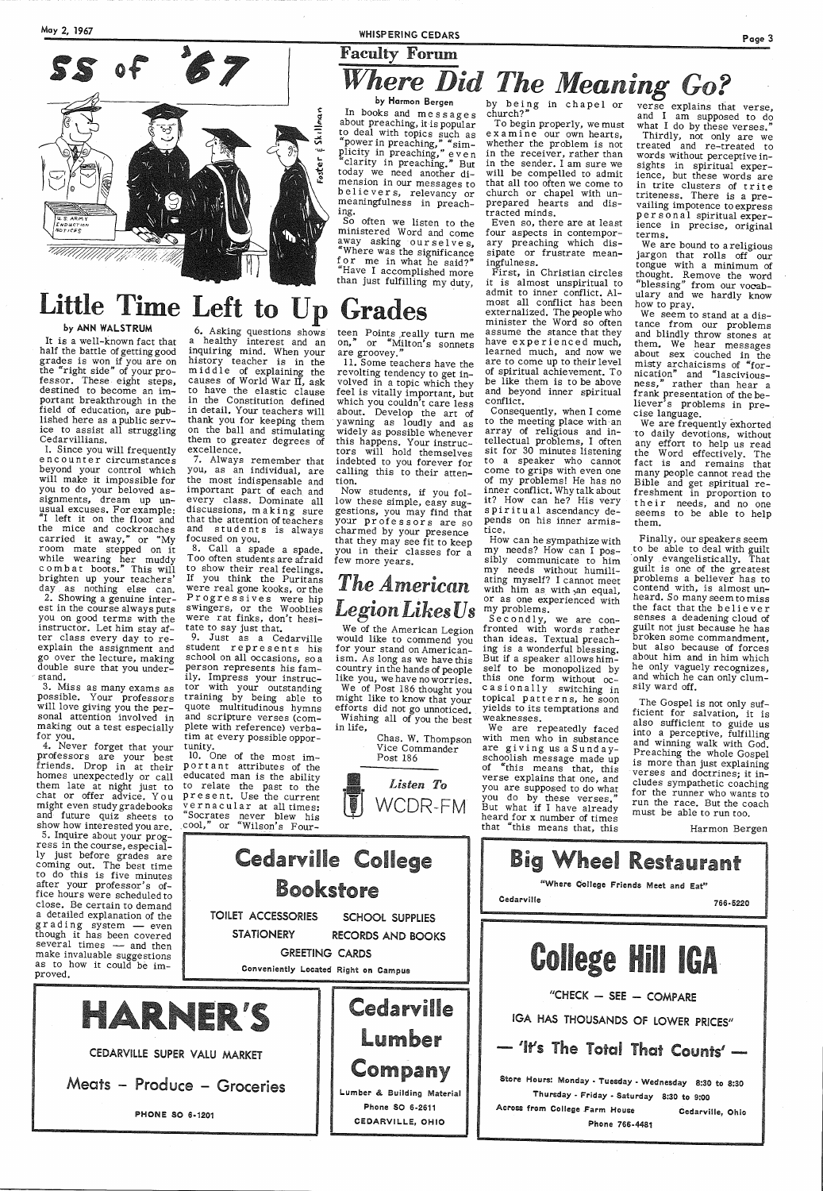## SS of '67

## Little Time Left to Up Grades

**by ANN WALSTRUM**

It is a well-known fact that half the battle of getting good grades is won if you are on the "right side" of your professor. These eight steps, destined to become an important breakthrough in the field of education, are published here as a public service to assist all struggling Cedarvillians.

1. Since you will frequently encounter circumstances beyond your control which will make it impossible for you to do your beloved assignments, dream up unusual excuses. For example: "I left it on the floor and the mice and cockroaches carried it away," or "My room mate stepped on it while wearing her muddy combat boots." This will brighten up your teachers' day as nothing else can.

2. Showing a genuine interest in the course always puts you on good terms with the instructor. Let him stay after class every day to re-explain the assignment and go over the lecture, making double sure that you understand.

3. Miss as many exams as possible. Your professors will love giving you the personal attention involved in making out a test especially for you.

4. Never forget that your professors are your best friends. Drop in at their homes unexpectedly or call them late at night just to chat or offer advice. You might even study gradebooks and future quiz sheets to show how interested you are.

5. Inquire about your progress in the course, especially just before grades are coming out. The best time to do this is five minutes after your professor's office hours were scheduled to close. Be certain to demand a detailed explanation of the grading system — even though it has been covered several times — and then make invaluable suggestions as to how it could be improved.

6. Asking questions shows a healthy interest and an inquiring mind. When your history teacher is in the middle of explaining the causes of World War II, ask to have the elastic clause in the Constitution defined in detail. Your teachers will thank you for keeping them on the ball and stimulating them to greater degrees of excellence.

7. Always remember that you, as an individual, are the most indispensable and important part of each and every class. Dominate all discussions, making sure that the attention of teachers and students is always focused on you.

8. Call a spade a spade. Too often students are afraid to show their real feelings. If you think the Puritans were real gone kooks, or the Progressives were hip swingers, or the Wooblies were rat finks, don't hesitate to say just that.

9. Just as a Cedarville student represents his school on all occasions, so a person represents his family. Impress your instructor with your outstanding training by being able to quote multitudinous hymns and scripture verses (complete with reference) verbatim at every possible opportunity.

10. One of the most important attributes of the educated man is the ability to relate the past to the present. Use the current vernacular at all times: "Socrates never blew his cool," or "Wilson's Fourteen Points really turn me on," or "Milton's sonnets are groovey."

11. Some teachers have the revolting tendency to get involved in a topic which they feel is vitally important, but which you couldn't care less about. Develop the art of yawning as loudly and as widely as possible whenever this happens. Your instructors will hold themselves indebted to you forever for calling this to their attention.

Now students, if you follow these simple, easy suggestions, you may find that your professors are so charmed by your presence that they may see fit to keep you in their classes for a few more years.

## The American Legion Likes Us

We of the American Legion would like to commend you for your stand on Americanism. As long as we have this country in the hands of people like you, we have no worries.

We of Post 186 thought you might like to know that your efforts did not go unnoticed.

Wishing all of you the best in life,

Chas. W. Thompson
Vice Commander
Post 186

**Listen To WCDR-FM**

## Faculty Forum

# Where Did The Meaning Go?

**by Harmon Bergen**

In books and messages about preaching, it is popular to deal with topics such as "power in preaching," "simplicity in preaching," even "clarity in preaching." But today we need another dimension in our messages to believers, relevancy or meaningfulness in preaching.

So often we listen to the ministered Word and come away asking ourselves, "Where was the significance for me in what he said?" "Have I accomplished more than just fulfilling my duty, by being in chapel or church?"

To begin properly, we must examine our own hearts, whether the problem is not in the receiver, rather than in the sender. I am sure we will be compelled to admit that all too often we come to church or chapel with unprepared hearts and distracted minds.

Even so, there are at least four aspects in contemporary preaching which dissipate or frustrate meaningfulness.

First, in Christian circles it is almost unspiritual to admit to inner conflict. Almost all conflict has been externalized. The people who minister the Word so often assume the stance that they have experienced much, learned much, and now we are to come up to their level of spiritual achievement. To be like them is to be above and beyond inner spiritual conflict.

Consequently, when I come to the meeting place with an array of religious and intellectual problems, I often sit for 30 minutes listening to a speaker who cannot come to grips with even one of my problems! He has no inner conflict. Why talk about it? How can he? His very spiritual ascendancy depends on his inner armistice.

How can he sympathize with my needs? How can I possibly communicate to him my needs without humiliating myself? I cannot meet with him as with an equal, or as one experienced with my problems.

Secondly, we are confronted with words rather than ideas. Textual preaching is a wonderful blessing. But if a speaker allows himself to be monopolized by this one form without occasionally switching in topical patterns, he soon yields to its temptations and weaknesses.

We are repeatedly faced with men who in substance are giving us a Sunday-schoolish message made up of "this means that, this verse explains that one, and you are supposed to do what you do by these verses." But what if I have already heard for x number of times that "this means that, this verse explains that verse, and I am supposed to do what I do by these verses."

Thirdly, not only are we treated and re-treated to words without perceptive insights in spiritual experience, but these words are in trite clusters of trite triteness. There is a prevailing impotence to express personal spiritual experience in precise, original terms.

We are bound to a religious jargon that rolls off our tongue with a minimum of thought. Remove the word "blessing" from our vocabulary and we hardly know how to pray.

We seem to stand at a distance from our problems and blindly throw stones at them. We hear messages about sex couched in the misty archaicisms of "fornication" and "lasciviousness," rather than hear a frank presentation of the believer's problems in precise language.

We are frequently exhorted to daily devotions, without any effort to help us read the Word effectively. The fact is and remains that many people cannot read the Bible and get spiritual refreshment in proportion to their needs, and no one seems to be able to help them.

Finally, our speakers seem to be able to deal with guilt only evangelistically. That guilt is one of the greatest problems a believer has to contend with, is almost unheard. So many seem to miss the fact that the believer senses a deadening cloud of guilt not just because he has broken some commandment, but also because of forces about him and in him which he only vaguely recognizes, and which he can only clumsily ward off.

The Gospel is not only sufficient for salvation, it is also sufficient to guide us into a perceptive, fulfilling and winning walk with God. Preaching the whole Gospel is more than just explaining verses and doctrines; it includes sympathetic coaching for the runner who wants to run the race. But the coach must be able to run too.

Harmon Bergen

---

**Cedarville College Bookstore**

TOILET ACCESSORIES — SCHOOL SUPPLIES
STATIONERY — RECORDS AND BOOKS
GREETING CARDS
Conveniently Located Right on Campus

---

**HARNER'S**

CEDARVILLE SUPER VALU MARKET

Meats – Produce – Groceries

PHONE SO 6-1201

---

**Cedarville Lumber Company**

Lumber & Building Material
Phone SO 6-2611
CEDARVILLE, OHIO

---

**Big Wheel Restaurant**

"Where College Friends Meet and Eat"

Cedarville — 766-5220

---

**College Hill IGA**

"CHECK — SEE — COMPARE

IGA HAS THOUSANDS OF LOWER PRICES"

— 'It's The Total That Counts' —

Store Hours: Monday - Tuesday - Wednesday 8:30 to 8:30
Thursday - Friday - Saturday 8:30 to 9:00
Across from College Farm House — Cedarville, Ohio
Phone 766-4481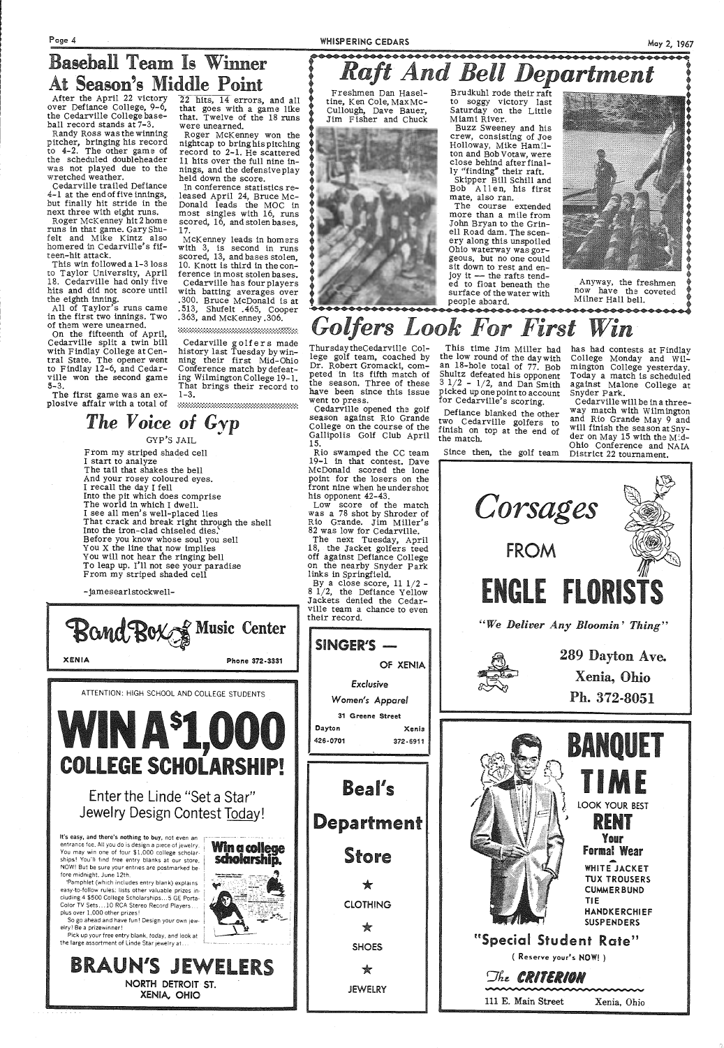# Baseball Team Is Winner At Season's Middle Point

After the April 22 victory over Defiance College, 9-6, the Cedarville College baseball record stands at 7-3.

Randy Ross was the winning pitcher, bringing his record to 4-2. The other game of the scheduled doubleheader was not played due to the wretched weather.

Cedarville trailed Defiance 4-1 at the end of five innings, but finally hit stride in the next three with eight runs.

Roger McKenney hit 2 home runs in that game. Gary Shufelt and Mike Kintz also homered in Cedarville's fifteen-hit attack.

This win followed a 1-3 loss to Taylor University, April 18. Cedarville had only five hits and did not score until the eighth inning.

All of Taylor's runs came in the first two innings. Two of them were unearned.

On the fifteenth of April, Cedarville split a twin bill with Findlay College at Central State. The opener went to Findlay 12-6, and Cedarville won the second game 5-3.

The first game was an explosive affair with a total of 22 hits, 14 errors, and all that goes with a game like that. Twelve of the 18 runs were unearned.

Roger McKenney won the nightcap to bring his pitching record to 2-1. He scattered 11 hits over the full nine innings, and the defensive play held down the score.

In conference statistics released April 24, Bruce McDonald leads the MOC in most singles with 16, runs scored, 16, and stolen bases, 17.

McKenney leads in homers with 3, is second in runs scored, 13, and bases stolen, 10. Knott is third in the conference in most stolen bases.

Cedarville has four players with batting averages over .300. Bruce McDonald is at .513, Shufelt .465, Cooper .363, and McKenney .306.

Cedarville golfers made history last Tuesday by winning their first Mid-Ohio Conference match by defeating Wilmington College 19-1. That brings their record to 1-3.

# Raft And Bell Department

Freshmen Dan Haseltine, Ken Cole, Max McCullough, Dave Bauer, Jim Fisher and Chuck Brudkuhl rode their raft to soggy victory last Saturday on the Little Miami River.

Buzz Sweeney and his crew, consisting of Joe Holloway, Mike Hamilton and Bob Votaw, were close behind after finally "finding" their raft.

Skipper Bill Schill and Bob Allen, his first mate, also ran.

The course extended more than a mile from John Bryan to the Grinell Road dam. The scenery along this unspoiled Ohio waterway was gorgeous, but no one could sit down to rest and enjoy it — the rafts tended to float beneath the surface of the water with people aboard.

Anyway, the freshmen now have the coveted Milner Hall bell.

# Golfers Look For First Win

Thursday the Cedarville College golf team, coached by Dr. Robert Gromacki, competed in its fifth match of the season. Three of these have been since this issue went to press.

Cedarville opened the golf season against Rio Grande College on the course of the Gallipolis Golf Club April 15.

Rio swamped the CC team 19-1 in that contest. Dave McDonald scored the lone point for the losers on the front nine when he undershot his opponent 42-43.

Low score of the match was a 78 shot by Shroder of Rio Grande. Jim Miller's 82 was low for Cedarville.

The next Tuesday, April 18, the Jacket golfers teed off against Defiance College on the nearby Snyder Park links in Springfield.

By a close score, 11 1/2 - 8 1/2, the Defiance Yellow Jackets denied the Cedarville team a chance to even their record.

This time Jim Miller had the low round of the day with an 18-hole total of 77. Bob Shultz defeated his opponent 3 1/2 - 1/2, and Dan Smith picked up one point to account for Cedarville's scoring.

Defiance blanked the other two Cedarville golfers to finish on top at the end of the match.

Since then, the golf team has had contests at Findlay College Monday and Wilmington College yesterday. Today a match is scheduled against Malone College at Snyder Park.

Cedarville will be in a three-way match with Wilmington and Rio Grande May 9 and will finish the season at Snyder on May 15 with the Mid-Ohio Conference and NAIA District 22 tournament.

# The Voice of Gyp

GYP'S JAIL

From my striped shaded cell
I start to analyze
The tail that shakes the bell
And your rosey coloured eyes.
I recall the day I fell
Into the pit which does comprise
The world in which I dwell.
I see all men's well-placed lies
That crack and break right through the shell
Into the iron-clad chiseled dies.
Before you know whose soul you sell
You X the line that now implies
You will not hear the ringing bell
To leap up. I'll not see your paradise
From my striped shaded cell

-jamesearlstockwell-

---

**Band Box Music Center**

XENIA Phone 372-3331

---

ATTENTION: HIGH SCHOOL AND COLLEGE STUDENTS

# WIN A $1,000 COLLEGE SCHOLARSHIP!

Enter the Linde "Set a Star" Jewelry Design Contest Today!

It's easy, and there's nothing to buy, not even an entrance fee. All you do is design a piece of jewelry. You may win one of four $1,000 college scholarships! You'll find free entry blanks at our store, NOW! But be sure your entries are postmarked before midnight, June 12th.

*Pamphlet (which includes entry blank) explains easy-to-follow rules; lists other valuable prizes including 4 $500 College Scholarships...5 GE Porta-Color TV Sets...10 RCA Stereo Record Players... plus over 1,000 other prizes!

So go ahead and have fun! Design your own jewelry! Be a prizewinner!

Pick up your free entry blank, today, and look at the large assortment of Linde Star jewelry at...

Win a college scholarship.

**BRAUN'S JEWELERS**

NORTH DETROIT ST.
XENIA, OHIO

---

**SINGER'S — OF XENIA**

*Exclusive*

*Women's Apparel*

31 Greene Street

Dayton 426-0701 Xenia 372-6911

---

**Beal's Department Store**

★ CLOTHING ★ SHOES ★ JEWELRY

---

*Corsages*

FROM

**ENGLE FLORISTS**

*"We Deliver Any Bloomin' Thing"*

289 Dayton Ave.
Xenia, Ohio
Ph. 372-8051

---

# BANQUET TIME

LOOK YOUR BEST

**RENT Your Formal Wear**

WHITE JACKET
TUX TROUSERS
CUMMERBUND
TIE
HANDKERCHIEF
SUSPENDERS

"Special Student Rate"

( Reserve your's NOW! )

*The CRITERION*

111 E. Main Street Xenia, Ohio